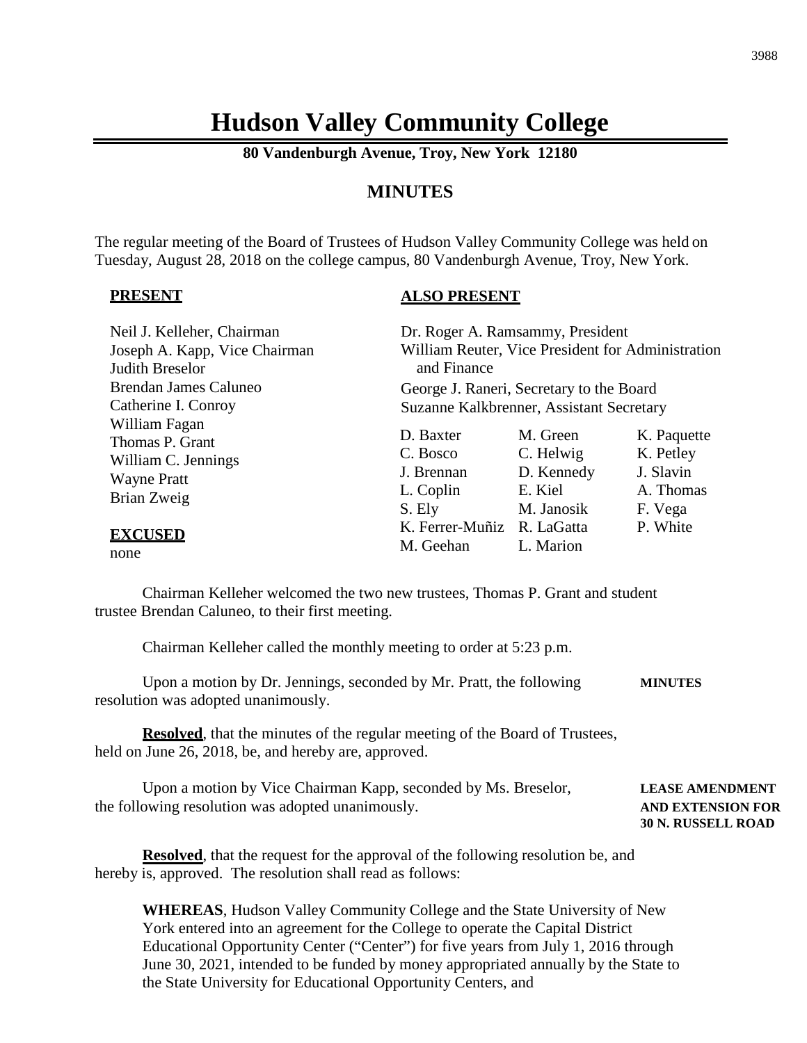# Hudson Valley Community College

**80 Vandenburgh Avenue, Troy, New York 12180**

## MINUTES

The regular meeting of the Board of Trustees of Hudson Valley Community College was held on Tuesday, August 28, 2018 on the college campus, 80 Vandenburgh Avenue, Troy, New York.

**PRESENT**

Neil J. Kelleher, Chairman
Joseph A. Kapp, Vice Chairman
Judith Breselor
Brendan James Caluneo
Catherine I. Conroy
William Fagan
Thomas P. Grant
William C. Jennings
Wayne Pratt
Brian Zweig

**EXCUSED**

none

**ALSO PRESENT**

Dr. Roger A. Ramsammy, President
William Reuter, Vice President for Administration and Finance
George J. Raneri, Secretary to the Board
Suzanne Kalkbrenner, Assistant Secretary

| | | |
|---|---|---|
| D. Baxter | M. Green | K. Paquette |
| C. Bosco | C. Helwig | K. Petley |
| J. Brennan | D. Kennedy | J. Slavin |
| L. Coplin | E. Kiel | A. Thomas |
| S. Ely | M. Janosik | F. Vega |
| K. Ferrer-Muñiz | R. LaGatta | P. White |
| M. Geehan | L. Marion | |

Chairman Kelleher welcomed the two new trustees, Thomas P. Grant and student trustee Brendan Caluneo, to their first meeting.

Chairman Kelleher called the monthly meeting to order at 5:23 p.m.

**MINUTES**

Upon a motion by Dr. Jennings, seconded by Mr. Pratt, the following resolution was adopted unanimously.

**Resolved**, that the minutes of the regular meeting of the Board of Trustees, held on June 26, 2018, be, and hereby are, approved.

**LEASE AMENDMENT AND EXTENSION FOR 30 N. RUSSELL ROAD**

Upon a motion by Vice Chairman Kapp, seconded by Ms. Breselor, the following resolution was adopted unanimously.

**Resolved**, that the request for the approval of the following resolution be, and hereby is, approved. The resolution shall read as follows:

> **WHEREAS**, Hudson Valley Community College and the State University of New York entered into an agreement for the College to operate the Capital District Educational Opportunity Center ("Center") for five years from July 1, 2016 through June 30, 2021, intended to be funded by money appropriated annually by the State to the State University for Educational Opportunity Centers, and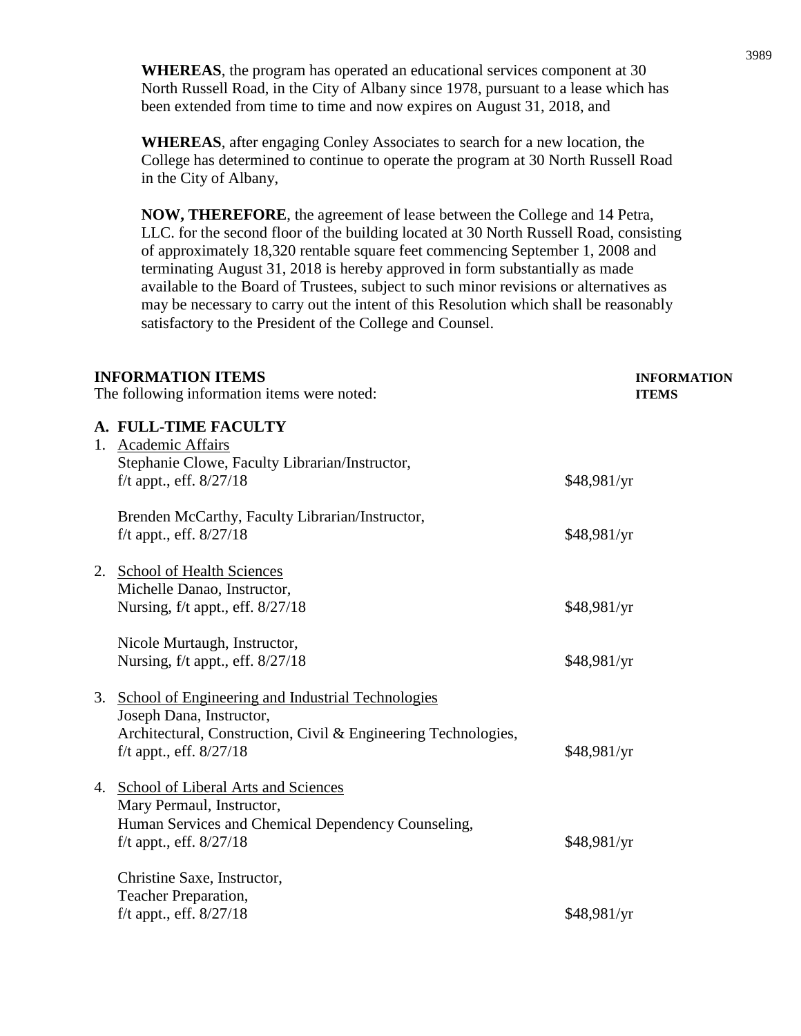**WHEREAS**, the program has operated an educational services component at 30 North Russell Road, in the City of Albany since 1978, pursuant to a lease which has been extended from time to time and now expires on August 31, 2018, and

**WHEREAS**, after engaging Conley Associates to search for a new location, the College has determined to continue to operate the program at 30 North Russell Road in the City of Albany,

**NOW, THEREFORE**, the agreement of lease between the College and 14 Petra, LLC. for the second floor of the building located at 30 North Russell Road, consisting of approximately 18,320 rentable square feet commencing September 1, 2008 and terminating August 31, 2018 is hereby approved in form substantially as made available to the Board of Trustees, subject to such minor revisions or alternatives as may be necessary to carry out the intent of this Resolution which shall be reasonably satisfactory to the President of the College and Counsel.

**INFORMATION ITEMS** **INFORMATION ITEMS**

The following information items were noted:

**A. FULL-TIME FACULTY**

1. Academic Affairs

   Stephanie Clowe, Faculty Librarian/Instructor, f/t appt., eff. 8/27/18 — $48,981/yr

   Brenden McCarthy, Faculty Librarian/Instructor, f/t appt., eff. 8/27/18 — $48,981/yr

2. School of Health Sciences

   Michelle Danao, Instructor, Nursing, f/t appt., eff. 8/27/18 — $48,981/yr

   Nicole Murtaugh, Instructor, Nursing, f/t appt., eff. 8/27/18 — $48,981/yr

3. School of Engineering and Industrial Technologies

   Joseph Dana, Instructor, Architectural, Construction, Civil & Engineering Technologies, f/t appt., eff. 8/27/18 — $48,981/yr

4. School of Liberal Arts and Sciences

   Mary Permaul, Instructor, Human Services and Chemical Dependency Counseling, f/t appt., eff. 8/27/18 — $48,981/yr

   Christine Saxe, Instructor, Teacher Preparation, f/t appt., eff. 8/27/18 — $48,981/yr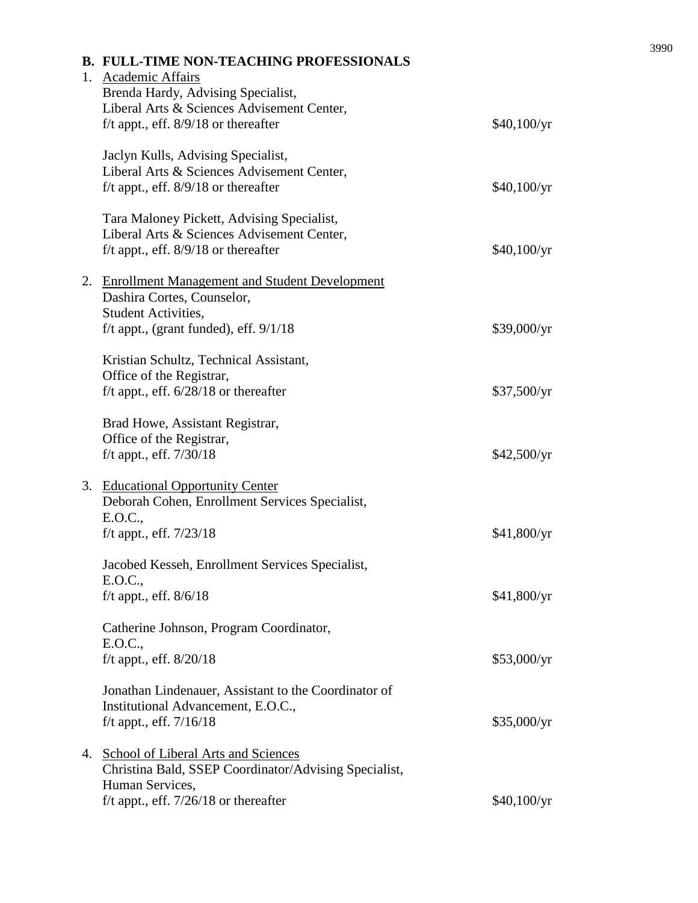## B. FULL-TIME NON-TEACHING PROFESSIONALS

1. Academic Affairs

   Brenda Hardy, Advising Specialist,
   Liberal Arts & Sciences Advisement Center,
   f/t appt., eff. 8/9/18 or thereafter — $40,100/yr

   Jaclyn Kulls, Advising Specialist,
   Liberal Arts & Sciences Advisement Center,
   f/t appt., eff. 8/9/18 or thereafter — $40,100/yr

   Tara Maloney Pickett, Advising Specialist,
   Liberal Arts & Sciences Advisement Center,
   f/t appt., eff. 8/9/18 or thereafter — $40,100/yr

2. Enrollment Management and Student Development

   Dashira Cortes, Counselor,
   Student Activities,
   f/t appt., (grant funded), eff. 9/1/18 — $39,000/yr

   Kristian Schultz, Technical Assistant,
   Office of the Registrar,
   f/t appt., eff. 6/28/18 or thereafter — $37,500/yr

   Brad Howe, Assistant Registrar,
   Office of the Registrar,
   f/t appt., eff. 7/30/18 — $42,500/yr

3. Educational Opportunity Center

   Deborah Cohen, Enrollment Services Specialist,
   E.O.C.,
   f/t appt., eff. 7/23/18 — $41,800/yr

   Jacobed Kesseh, Enrollment Services Specialist,
   E.O.C.,
   f/t appt., eff. 8/6/18 — $41,800/yr

   Catherine Johnson, Program Coordinator,
   E.O.C.,
   f/t appt., eff. 8/20/18 — $53,000/yr

   Jonathan Lindenauer, Assistant to the Coordinator of
   Institutional Advancement, E.O.C.,
   f/t appt., eff. 7/16/18 — $35,000/yr

4. School of Liberal Arts and Sciences

   Christina Bald, SSEP Coordinator/Advising Specialist,
   Human Services,
   f/t appt., eff. 7/26/18 or thereafter — $40,100/yr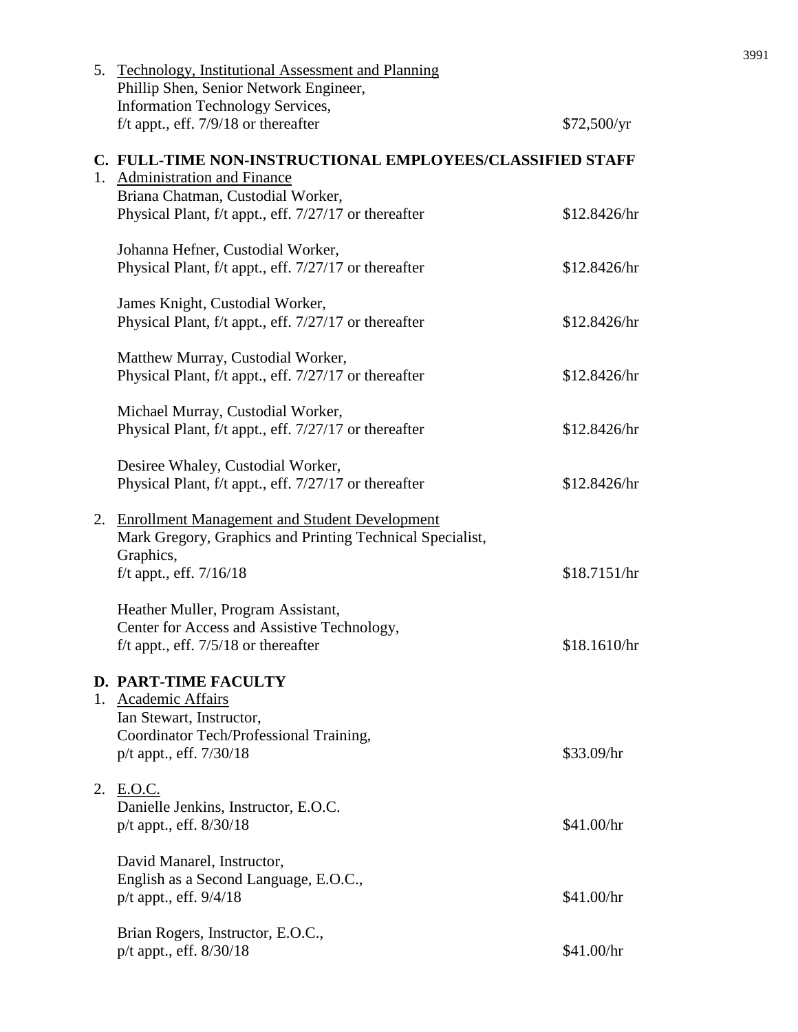5. Technology, Institutional Assessment and Planning
   Phillip Shen, Senior Network Engineer,
   Information Technology Services,
   f/t appt., eff. 7/9/18 or thereafter — $72,500/yr

**C. FULL-TIME NON-INSTRUCTIONAL EMPLOYEES/CLASSIFIED STAFF**

1. Administration and Finance
   Briana Chatman, Custodial Worker,
   Physical Plant, f/t appt., eff. 7/27/17 or thereafter — $12.8426/hr

   Johanna Hefner, Custodial Worker,
   Physical Plant, f/t appt., eff. 7/27/17 or thereafter — $12.8426/hr

   James Knight, Custodial Worker,
   Physical Plant, f/t appt., eff. 7/27/17 or thereafter — $12.8426/hr

   Matthew Murray, Custodial Worker,
   Physical Plant, f/t appt., eff. 7/27/17 or thereafter — $12.8426/hr

   Michael Murray, Custodial Worker,
   Physical Plant, f/t appt., eff. 7/27/17 or thereafter — $12.8426/hr

   Desiree Whaley, Custodial Worker,
   Physical Plant, f/t appt., eff. 7/27/17 or thereafter — $12.8426/hr

2. Enrollment Management and Student Development
   Mark Gregory, Graphics and Printing Technical Specialist,
   Graphics,
   f/t appt., eff. 7/16/18 — $18.7151/hr

   Heather Muller, Program Assistant,
   Center for Access and Assistive Technology,
   f/t appt., eff. 7/5/18 or thereafter — $18.1610/hr

**D. PART-TIME FACULTY**

1. Academic Affairs
   Ian Stewart, Instructor,
   Coordinator Tech/Professional Training,
   p/t appt., eff. 7/30/18 — $33.09/hr

2. E.O.C.
   Danielle Jenkins, Instructor, E.O.C.
   p/t appt., eff. 8/30/18 — $41.00/hr

   David Manarel, Instructor,
   English as a Second Language, E.O.C.,
   p/t appt., eff. 9/4/18 — $41.00/hr

   Brian Rogers, Instructor, E.O.C.,
   p/t appt., eff. 8/30/18 — $41.00/hr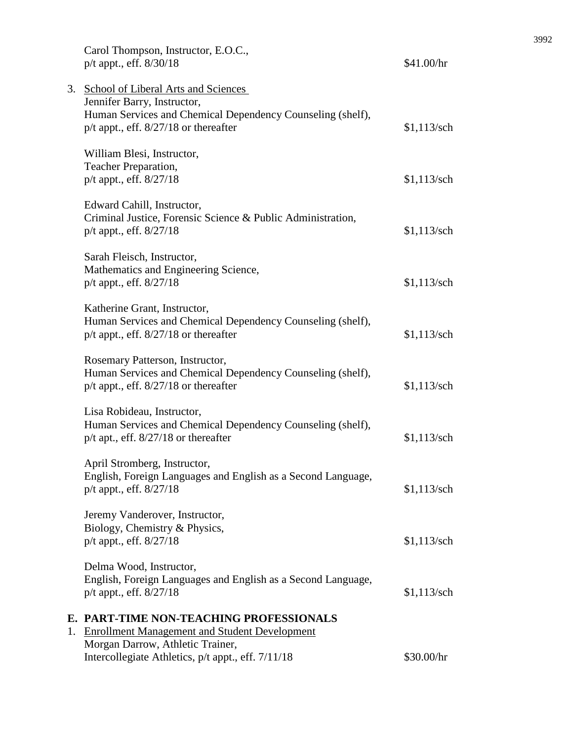Carol Thompson, Instructor, E.O.C.,
p/t appt., eff. 8/30/18 — $41.00/hr

3. School of Liberal Arts and Sciences

Jennifer Barry, Instructor,
Human Services and Chemical Dependency Counseling (shelf),
p/t appt., eff. 8/27/18 or thereafter — $1,113/sch

William Blesi, Instructor,
Teacher Preparation,
p/t appt., eff. 8/27/18 — $1,113/sch

Edward Cahill, Instructor,
Criminal Justice, Forensic Science & Public Administration,
p/t appt., eff. 8/27/18 — $1,113/sch

Sarah Fleisch, Instructor,
Mathematics and Engineering Science,
p/t appt., eff. 8/27/18 — $1,113/sch

Katherine Grant, Instructor,
Human Services and Chemical Dependency Counseling (shelf),
p/t appt., eff. 8/27/18 or thereafter — $1,113/sch

Rosemary Patterson, Instructor,
Human Services and Chemical Dependency Counseling (shelf),
p/t appt., eff. 8/27/18 or thereafter — $1,113/sch

Lisa Robideau, Instructor,
Human Services and Chemical Dependency Counseling (shelf),
p/t apt., eff. 8/27/18 or thereafter — $1,113/sch

April Stromberg, Instructor,
English, Foreign Languages and English as a Second Language,
p/t appt., eff. 8/27/18 — $1,113/sch

Jeremy Vanderover, Instructor,
Biology, Chemistry & Physics,
p/t appt., eff. 8/27/18 — $1,113/sch

Delma Wood, Instructor,
English, Foreign Languages and English as a Second Language,
p/t appt., eff. 8/27/18 — $1,113/sch

**E. PART-TIME NON-TEACHING PROFESSIONALS**

1. Enrollment Management and Student Development

Morgan Darrow, Athletic Trainer,
Intercollegiate Athletics, p/t appt., eff. 7/11/18 — $30.00/hr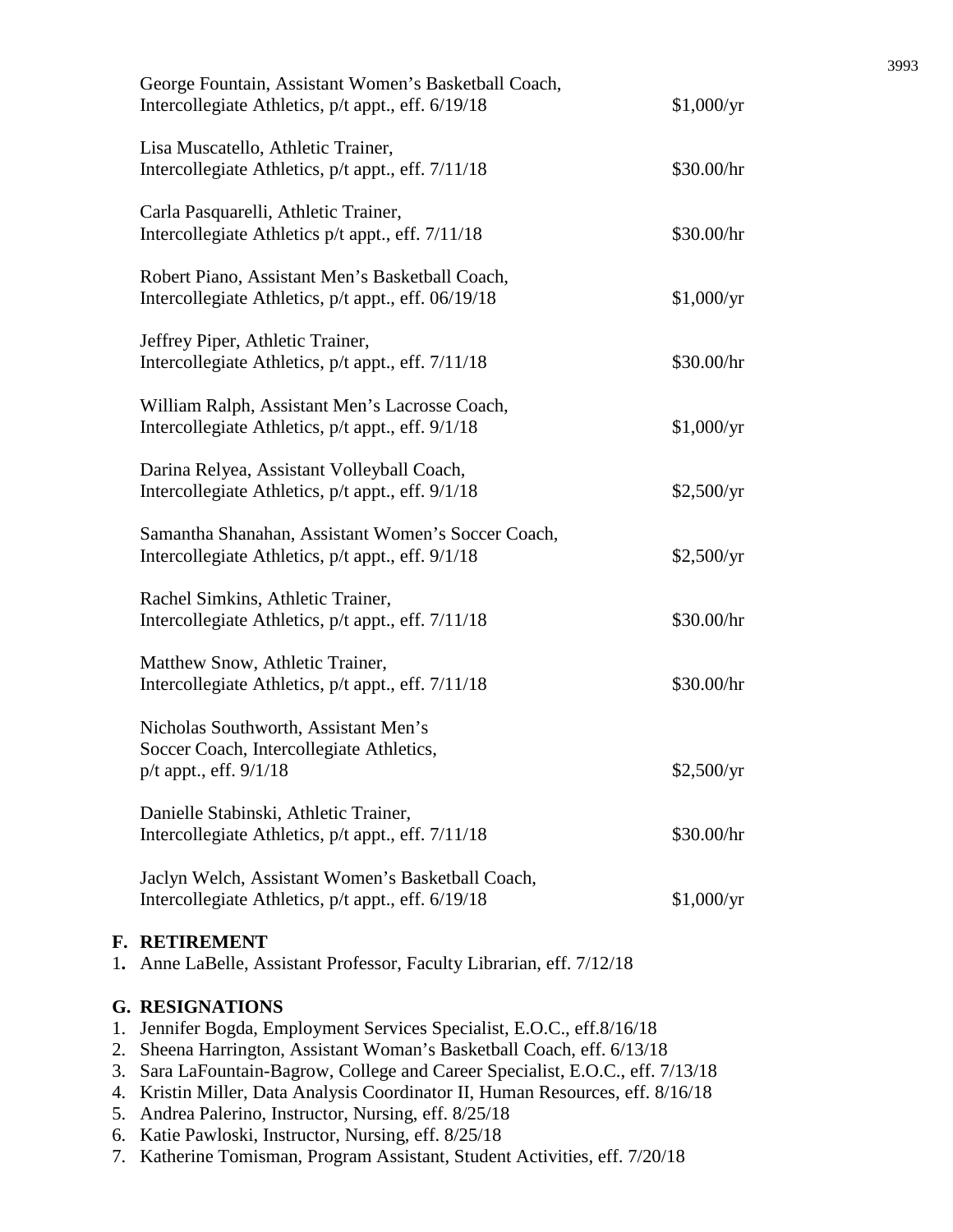George Fountain, Assistant Women's Basketball Coach,
Intercollegiate Athletics, p/t appt., eff. 6/19/18 — $1,000/yr

Lisa Muscatello, Athletic Trainer,
Intercollegiate Athletics, p/t appt., eff. 7/11/18 — $30.00/hr

Carla Pasquarelli, Athletic Trainer,
Intercollegiate Athletics p/t appt., eff. 7/11/18 — $30.00/hr

Robert Piano, Assistant Men's Basketball Coach,
Intercollegiate Athletics, p/t appt., eff. 06/19/18 — $1,000/yr

Jeffrey Piper, Athletic Trainer,
Intercollegiate Athletics, p/t appt., eff. 7/11/18 — $30.00/hr

William Ralph, Assistant Men's Lacrosse Coach,
Intercollegiate Athletics, p/t appt., eff. 9/1/18 — $1,000/yr

Darina Relyea, Assistant Volleyball Coach,
Intercollegiate Athletics, p/t appt., eff. 9/1/18 — $2,500/yr

Samantha Shanahan, Assistant Women's Soccer Coach,
Intercollegiate Athletics, p/t appt., eff. 9/1/18 — $2,500/yr

Rachel Simkins, Athletic Trainer,
Intercollegiate Athletics, p/t appt., eff. 7/11/18 — $30.00/hr

Matthew Snow, Athletic Trainer,
Intercollegiate Athletics, p/t appt., eff. 7/11/18 — $30.00/hr

Nicholas Southworth, Assistant Men's
Soccer Coach, Intercollegiate Athletics,
p/t appt., eff. 9/1/18 — $2,500/yr

Danielle Stabinski, Athletic Trainer,
Intercollegiate Athletics, p/t appt., eff. 7/11/18 — $30.00/hr

Jaclyn Welch, Assistant Women's Basketball Coach,
Intercollegiate Athletics, p/t appt., eff. 6/19/18 — $1,000/yr

**F. RETIREMENT**

1. Anne LaBelle, Assistant Professor, Faculty Librarian, eff. 7/12/18

**G. RESIGNATIONS**

1. Jennifer Bogda, Employment Services Specialist, E.O.C., eff.8/16/18
2. Sheena Harrington, Assistant Woman's Basketball Coach, eff. 6/13/18
3. Sara LaFountain-Bagrow, College and Career Specialist, E.O.C., eff. 7/13/18
4. Kristin Miller, Data Analysis Coordinator II, Human Resources, eff. 8/16/18
5. Andrea Palerino, Instructor, Nursing, eff. 8/25/18
6. Katie Pawloski, Instructor, Nursing, eff. 8/25/18
7. Katherine Tomisman, Program Assistant, Student Activities, eff. 7/20/18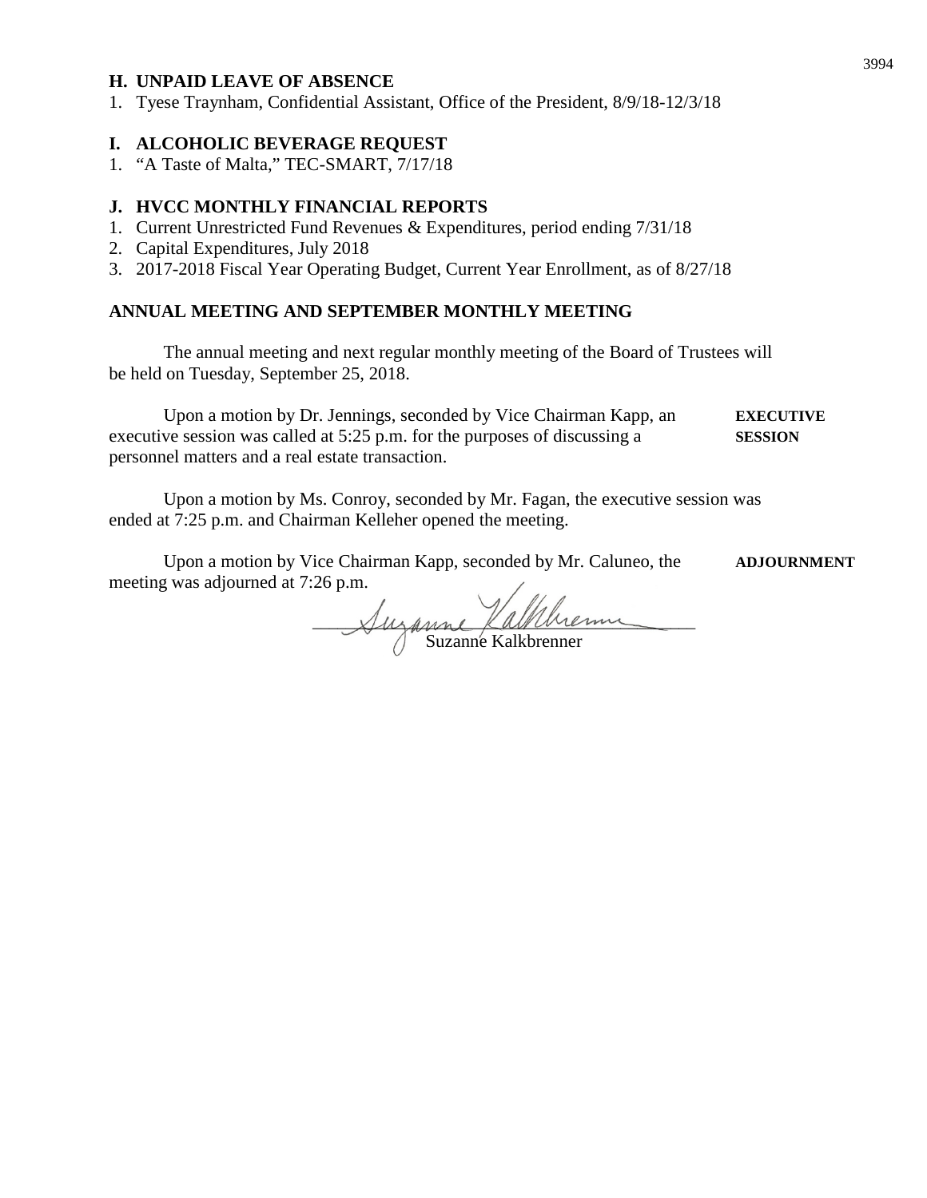## H. UNPAID LEAVE OF ABSENCE

1. Tyese Traynham, Confidential Assistant, Office of the President, 8/9/18-12/3/18

## I. ALCOHOLIC BEVERAGE REQUEST

1. "A Taste of Malta," TEC-SMART, 7/17/18

## J. HVCC MONTHLY FINANCIAL REPORTS

1. Current Unrestricted Fund Revenues & Expenditures, period ending 7/31/18
2. Capital Expenditures, July 2018
3. 2017-2018 Fiscal Year Operating Budget, Current Year Enrollment, as of 8/27/18

## ANNUAL MEETING AND SEPTEMBER MONTHLY MEETING

The annual meeting and next regular monthly meeting of the Board of Trustees will be held on Tuesday, September 25, 2018.

**EXECUTIVE SESSION**

Upon a motion by Dr. Jennings, seconded by Vice Chairman Kapp, an executive session was called at 5:25 p.m. for the purposes of discussing a personnel matters and a real estate transaction.

Upon a motion by Ms. Conroy, seconded by Mr. Fagan, the executive session was ended at 7:25 p.m. and Chairman Kelleher opened the meeting.

**ADJOURNMENT**

Upon a motion by Vice Chairman Kapp, seconded by Mr. Caluneo, the meeting was adjourned at 7:26 p.m.

Suzanne Kalkbrenner